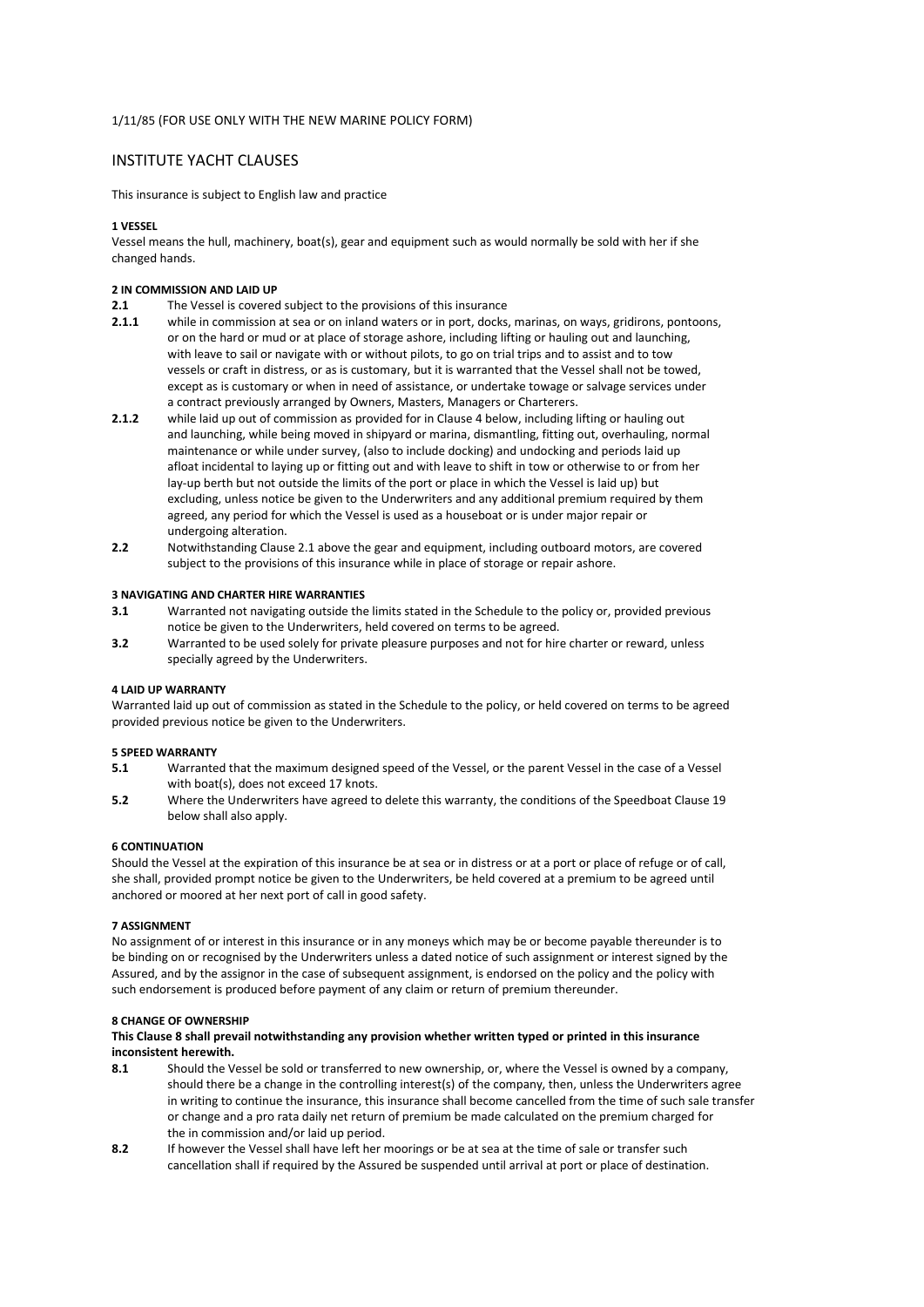1/11/85 (FOR USE ONLY WITH THE NEW MARINE POLICY FORM)

# INSTITUTE YACHT CLAUSES

This insurance is subject to English law and practice

**1 VESSEL**

Vessel means the hull, machinery, boat(s), gear and equipment such as would normally be sold with her if she changed hands.

**2 IN COMMISSION AND LAID UP**

**2.1** The Vessel is covered subject to the provisions of this insurance

**2.1.1** while in commission at sea or on inland waters or in port, docks, marinas, on ways, gridirons, pontoons, or on the hard or mud or at place of storage ashore, including lifting or hauling out and launching, with leave to sail or navigate with or without pilots, to go on trial trips and to assist and to tow vessels or craft in distress, or as is customary, but it is warranted that the Vessel shall not be towed, except as is customary or when in need of assistance, or undertake towage or salvage services under a contract previously arranged by Owners, Masters, Managers or Charterers.

**2.1.2** while laid up out of commission as provided for in Clause 4 below, including lifting or hauling out and launching, while being moved in shipyard or marina, dismantling, fitting out, overhauling, normal maintenance or while under survey, (also to include docking) and undocking and periods laid up afloat incidental to laying up or fitting out and with leave to shift in tow or otherwise to or from her lay-up berth but not outside the limits of the port or place in which the Vessel is laid up) but excluding, unless notice be given to the Underwriters and any additional premium required by them agreed, any period for which the Vessel is used as a houseboat or is under major repair or undergoing alteration.

**2.2** Notwithstanding Clause 2.1 above the gear and equipment, including outboard motors, are covered subject to the provisions of this insurance while in place of storage or repair ashore.

**3 NAVIGATING AND CHARTER HIRE WARRANTIES**

**3.1** Warranted not navigating outside the limits stated in the Schedule to the policy or, provided previous notice be given to the Underwriters, held covered on terms to be agreed.

**3.2** Warranted to be used solely for private pleasure purposes and not for hire charter or reward, unless specially agreed by the Underwriters.

**4 LAID UP WARRANTY**

Warranted laid up out of commission as stated in the Schedule to the policy, or held covered on terms to be agreed provided previous notice be given to the Underwriters.

**5 SPEED WARRANTY**

**5.1** Warranted that the maximum designed speed of the Vessel, or the parent Vessel in the case of a Vessel with boat(s), does not exceed 17 knots.

**5.2** Where the Underwriters have agreed to delete this warranty, the conditions of the Speedboat Clause 19 below shall also apply.

**6 CONTINUATION**

Should the Vessel at the expiration of this insurance be at sea or in distress or at a port or place of refuge or of call, she shall, provided prompt notice be given to the Underwriters, be held covered at a premium to be agreed until anchored or moored at her next port of call in good safety.

**7 ASSIGNMENT**

No assignment of or interest in this insurance or in any moneys which may be or become payable thereunder is to be binding on or recognised by the Underwriters unless a dated notice of such assignment or interest signed by the Assured, and by the assignor in the case of subsequent assignment, is endorsed on the policy and the policy with such endorsement is produced before payment of any claim or return of premium thereunder.

**8 CHANGE OF OWNERSHIP**

**This Clause 8 shall prevail notwithstanding any provision whether written typed or printed in this insurance inconsistent herewith.**

**8.1** Should the Vessel be sold or transferred to new ownership, or, where the Vessel is owned by a company, should there be a change in the controlling interest(s) of the company, then, unless the Underwriters agree in writing to continue the insurance, this insurance shall become cancelled from the time of such sale transfer or change and a pro rata daily net return of premium be made calculated on the premium charged for the in commission and/or laid up period.

**8.2** If however the Vessel shall have left her moorings or be at sea at the time of sale or transfer such cancellation shall if required by the Assured be suspended until arrival at port or place of destination.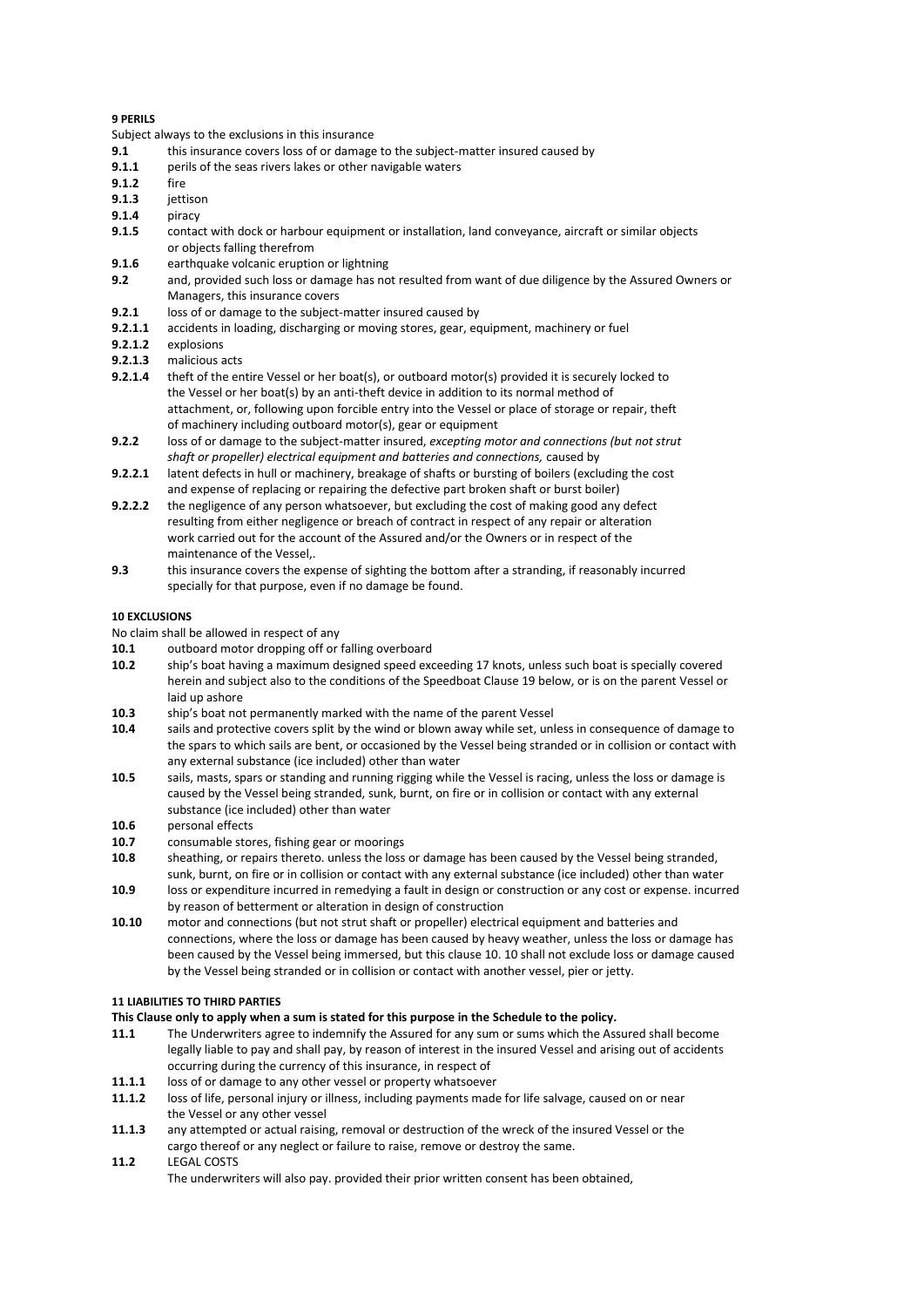**9 PERILS**

Subject always to the exclusions in this insurance

**9.1** this insurance covers loss of or damage to the subject-matter insured caused by

**9.1.1** perils of the seas rivers lakes or other navigable waters

**9.1.2** fire

**9.1.3** jettison

**9.1.4** piracy

**9.1.5** contact with dock or harbour equipment or installation, land conveyance, aircraft or similar objects or objects falling therefrom

**9.1.6** earthquake volcanic eruption or lightning

**9.2** and, provided such loss or damage has not resulted from want of due diligence by the Assured Owners or Managers, this insurance covers

**9.2.1** loss of or damage to the subject-matter insured caused by

**9.2.1.1** accidents in loading, discharging or moving stores, gear, equipment, machinery or fuel

**9.2.1.2** explosions

**9.2.1.3** malicious acts

**9.2.1.4** theft of the entire Vessel or her boat(s), or outboard motor(s) provided it is securely locked to the Vessel or her boat(s) by an anti-theft device in addition to its normal method of attachment, or, following upon forcible entry into the Vessel or place of storage or repair, theft of machinery including outboard motor(s), gear or equipment

**9.2.2** loss of or damage to the subject-matter insured, *excepting motor and connections (but not strut shaft or propeller) electrical equipment and batteries and connections,* caused by

**9.2.2.1** latent defects in hull or machinery, breakage of shafts or bursting of boilers (excluding the cost and expense of replacing or repairing the defective part broken shaft or burst boiler)

**9.2.2.2** the negligence of any person whatsoever, but excluding the cost of making good any defect resulting from either negligence or breach of contract in respect of any repair or alteration work carried out for the account of the Assured and/or the Owners or in respect of the maintenance of the Vessel,.

**9.3** this insurance covers the expense of sighting the bottom after a stranding, if reasonably incurred specially for that purpose, even if no damage be found.

**10 EXCLUSIONS**

No claim shall be allowed in respect of any

**10.1** outboard motor dropping off or falling overboard

**10.2** ship's boat having a maximum designed speed exceeding 17 knots, unless such boat is specially covered herein and subject also to the conditions of the Speedboat Clause 19 below, or is on the parent Vessel or laid up ashore

**10.3** ship's boat not permanently marked with the name of the parent Vessel

**10.4** sails and protective covers split by the wind or blown away while set, unless in consequence of damage to the spars to which sails are bent, or occasioned by the Vessel being stranded or in collision or contact with any external substance (ice included) other than water

**10.5** sails, masts, spars or standing and running rigging while the Vessel is racing, unless the loss or damage is caused by the Vessel being stranded, sunk, burnt, on fire or in collision or contact with any external substance (ice included) other than water

**10.6** personal effects

**10.7** consumable stores, fishing gear or moorings

**10.8** sheathing, or repairs thereto. unless the loss or damage has been caused by the Vessel being stranded, sunk, burnt, on fire or in collision or contact with any external substance (ice included) other than water

**10.9** loss or expenditure incurred in remedying a fault in design or construction or any cost or expense. incurred by reason of betterment or alteration in design of construction

**10.10** motor and connections (but not strut shaft or propeller) electrical equipment and batteries and connections, where the loss or damage has been caused by heavy weather, unless the loss or damage has been caused by the Vessel being immersed, but this clause 10. 10 shall not exclude loss or damage caused by the Vessel being stranded or in collision or contact with another vessel, pier or jetty.

**11 LIABILITIES TO THIRD PARTIES**

**This Clause only to apply when a sum is stated for this purpose in the Schedule to the policy.**

**11.1** The Underwriters agree to indemnify the Assured for any sum or sums which the Assured shall become legally liable to pay and shall pay, by reason of interest in the insured Vessel and arising out of accidents occurring during the currency of this insurance, in respect of

**11.1.1** loss of or damage to any other vessel or property whatsoever

**11.1.2** loss of life, personal injury or illness, including payments made for life salvage, caused on or near the Vessel or any other vessel

**11.1.3** any attempted or actual raising, removal or destruction of the wreck of the insured Vessel or the cargo thereof or any neglect or failure to raise, remove or destroy the same.

**11.2** LEGAL COSTS

The underwriters will also pay. provided their prior written consent has been obtained,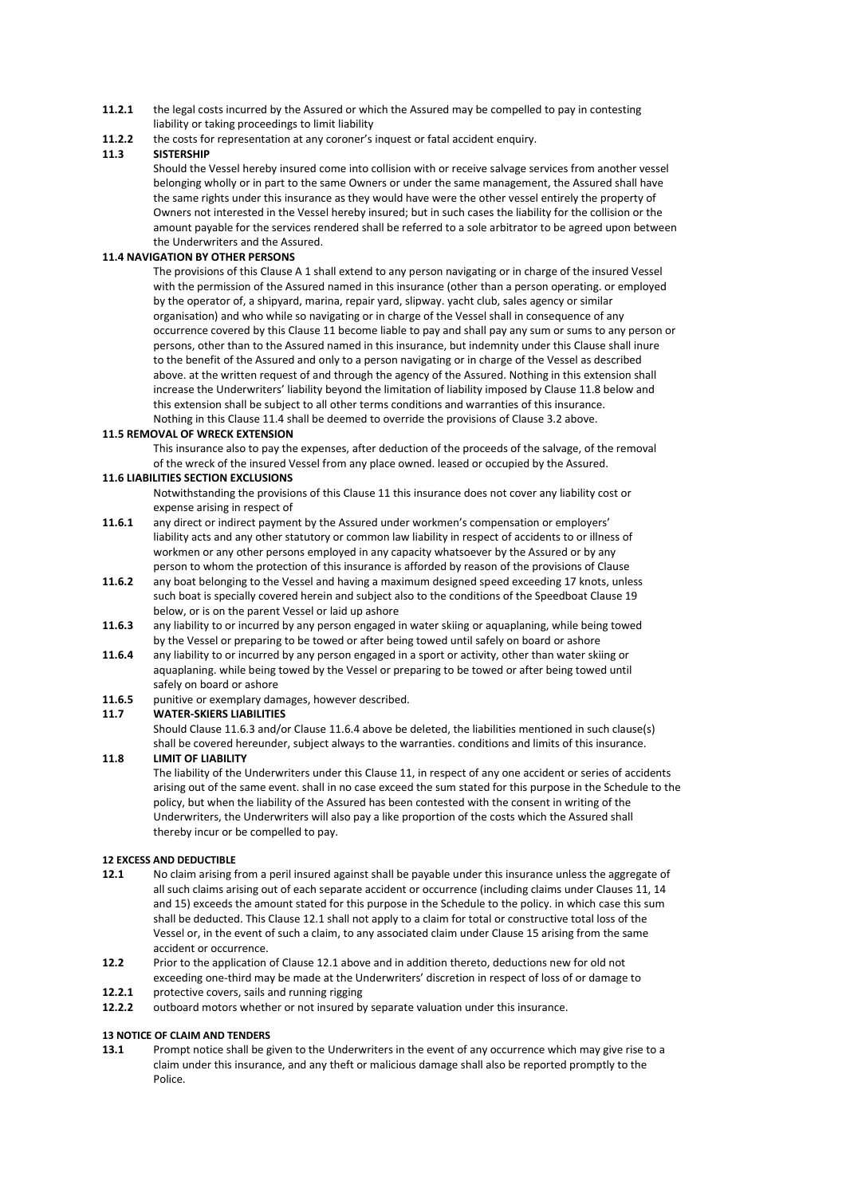**11.2.1** the legal costs incurred by the Assured or which the Assured may be compelled to pay in contesting liability or taking proceedings to limit liability

**11.2.2** the costs for representation at any coroner's inquest or fatal accident enquiry.

**11.3 SISTERSHIP**

Should the Vessel hereby insured come into collision with or receive salvage services from another vessel belonging wholly or in part to the same Owners or under the same management, the Assured shall have the same rights under this insurance as they would have were the other vessel entirely the property of Owners not interested in the Vessel hereby insured; but in such cases the liability for the collision or the amount payable for the services rendered shall be referred to a sole arbitrator to be agreed upon between the Underwriters and the Assured.

**11.4 NAVIGATION BY OTHER PERSONS**

The provisions of this Clause A 1 shall extend to any person navigating or in charge of the insured Vessel with the permission of the Assured named in this insurance (other than a person operating. or employed by the operator of, a shipyard, marina, repair yard, slipway. yacht club, sales agency or similar organisation) and who while so navigating or in charge of the Vessel shall in consequence of any occurrence covered by this Clause 11 become liable to pay and shall pay any sum or sums to any person or persons, other than to the Assured named in this insurance, but indemnity under this Clause shall inure to the benefit of the Assured and only to a person navigating or in charge of the Vessel as described above. at the written request of and through the agency of the Assured. Nothing in this extension shall increase the Underwriters' liability beyond the limitation of liability imposed by Clause 11.8 below and this extension shall be subject to all other terms conditions and warranties of this insurance.
Nothing in this Clause 11.4 shall be deemed to override the provisions of Clause 3.2 above.

**11.5 REMOVAL OF WRECK EXTENSION**

This insurance also to pay the expenses, after deduction of the proceeds of the salvage, of the removal of the wreck of the insured Vessel from any place owned. leased or occupied by the Assured.

**11.6 LIABILITIES SECTION EXCLUSIONS**

Notwithstanding the provisions of this Clause 11 this insurance does not cover any liability cost or expense arising in respect of

**11.6.1** any direct or indirect payment by the Assured under workmen's compensation or employers' liability acts and any other statutory or common law liability in respect of accidents to or illness of workmen or any other persons employed in any capacity whatsoever by the Assured or by any person to whom the protection of this insurance is afforded by reason of the provisions of Clause

**11.6.2** any boat belonging to the Vessel and having a maximum designed speed exceeding 17 knots, unless such boat is specially covered herein and subject also to the conditions of the Speedboat Clause 19 below, or is on the parent Vessel or laid up ashore

**11.6.3** any liability to or incurred by any person engaged in water skiing or aquaplaning, while being towed by the Vessel or preparing to be towed or after being towed until safely on board or ashore

**11.6.4** any liability to or incurred by any person engaged in a sport or activity, other than water skiing or aquaplaning. while being towed by the Vessel or preparing to be towed or after being towed until safely on board or ashore

**11.6.5** punitive or exemplary damages, however described.

**11.7 WATER-SKIERS LIABILITIES**

Should Clause 11.6.3 and/or Clause 11.6.4 above be deleted, the liabilities mentioned in such clause(s) shall be covered hereunder, subject always to the warranties. conditions and limits of this insurance.

**11.8 LIMIT OF LIABILITY**

The liability of the Underwriters under this Clause 11, in respect of any one accident or series of accidents arising out of the same event. shall in no case exceed the sum stated for this purpose in the Schedule to the policy, but when the liability of the Assured has been contested with the consent in writing of the Underwriters, the Underwriters will also pay a like proportion of the costs which the Assured shall thereby incur or be compelled to pay.

**12 EXCESS AND DEDUCTIBLE**

**12.1** No claim arising from a peril insured against shall be payable under this insurance unless the aggregate of all such claims arising out of each separate accident or occurrence (including claims under Clauses 11, 14 and 15) exceeds the amount stated for this purpose in the Schedule to the policy. in which case this sum shall be deducted. This Clause 12.1 shall not apply to a claim for total or constructive total loss of the Vessel or, in the event of such a claim, to any associated claim under Clause 15 arising from the same accident or occurrence.

**12.2** Prior to the application of Clause 12.1 above and in addition thereto, deductions new for old not exceeding one-third may be made at the Underwriters' discretion in respect of loss of or damage to

**12.2.1** protective covers, sails and running rigging

**12.2.2** outboard motors whether or not insured by separate valuation under this insurance.

**13 NOTICE OF CLAIM AND TENDERS**

**13.1** Prompt notice shall be given to the Underwriters in the event of any occurrence which may give rise to a claim under this insurance, and any theft or malicious damage shall also be reported promptly to the Police.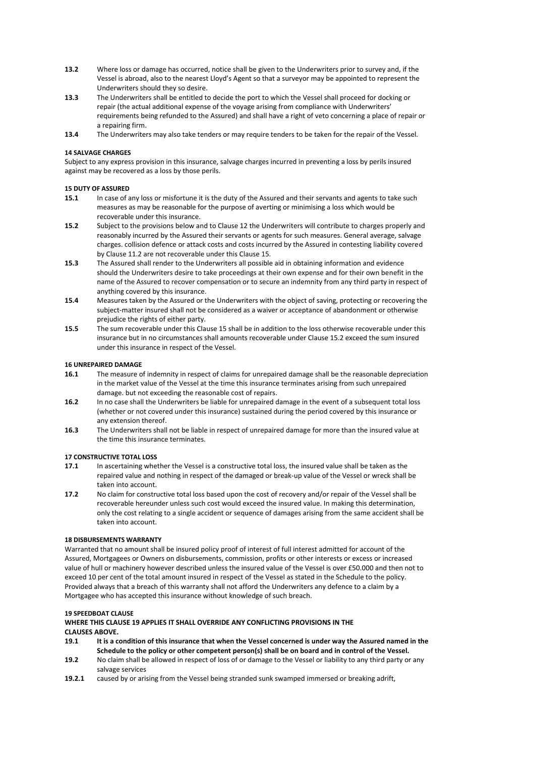**13.2** Where loss or damage has occurred, notice shall be given to the Underwriters prior to survey and, if the Vessel is abroad, also to the nearest Lloyd's Agent so that a surveyor may be appointed to represent the Underwriters should they so desire.

**13.3** The Underwriters shall be entitled to decide the port to which the Vessel shall proceed for docking or repair (the actual additional expense of the voyage arising from compliance with Underwriters' requirements being refunded to the Assured) and shall have a right of veto concerning a place of repair or a repairing firm.

**13.4** The Underwriters may also take tenders or may require tenders to be taken for the repair of the Vessel.

**14 SALVAGE CHARGES**

Subject to any express provision in this insurance, salvage charges incurred in preventing a loss by perils insured against may be recovered as a loss by those perils.

**15 DUTY OF ASSURED**

**15.1** In case of any loss or misfortune it is the duty of the Assured and their servants and agents to take such measures as may be reasonable for the purpose of averting or minimising a loss which would be recoverable under this insurance.

**15.2** Subject to the provisions below and to Clause 12 the Underwriters will contribute to charges properly and reasonably incurred by the Assured their servants or agents for such measures. General average, salvage charges. collision defence or attack costs and costs incurred by the Assured in contesting liability covered by Clause 11.2 are not recoverable under this Clause 15.

**15.3** The Assured shall render to the Underwriters all possible aid in obtaining information and evidence should the Underwriters desire to take proceedings at their own expense and for their own benefit in the name of the Assured to recover compensation or to secure an indemnity from any third party in respect of anything covered by this insurance.

**15.4** Measures taken by the Assured or the Underwriters with the object of saving, protecting or recovering the subject-matter insured shall not be considered as a waiver or acceptance of abandonment or otherwise prejudice the rights of either party.

**15.5** The sum recoverable under this Clause 15 shall be in addition to the loss otherwise recoverable under this insurance but in no circumstances shall amounts recoverable under Clause 15.2 exceed the sum insured under this insurance in respect of the Vessel.

**16 UNREPAIRED DAMAGE**

**16.1** The measure of indemnity in respect of claims for unrepaired damage shall be the reasonable depreciation in the market value of the Vessel at the time this insurance terminates arising from such unrepaired damage. but not exceeding the reasonable cost of repairs.

**16.2** In no case shall the Underwriters be liable for unrepaired damage in the event of a subsequent total loss (whether or not covered under this insurance) sustained during the period covered by this insurance or any extension thereof.

**16.3** The Underwriters shall not be liable in respect of unrepaired damage for more than the insured value at the time this insurance terminates.

**17 CONSTRUCTIVE TOTAL LOSS**

**17.1** In ascertaining whether the Vessel is a constructive total loss, the insured value shall be taken as the repaired value and nothing in respect of the damaged or break-up value of the Vessel or wreck shall be taken into account.

**17.2** No claim for constructive total loss based upon the cost of recovery and/or repair of the Vessel shall be recoverable hereunder unless such cost would exceed the insured value. In making this determination, only the cost relating to a single accident or sequence of damages arising from the same accident shall be taken into account.

**18 DISBURSEMENTS WARRANTY**

Warranted that no amount shall be insured policy proof of interest of full interest admitted for account of the Assured, Mortgagees or Owners on disbursements, commission, profits or other interests or excess or increased value of hull or machinery however described unless the insured value of the Vessel is over £50.000 and then not to exceed 10 per cent of the total amount insured in respect of the Vessel as stated in the Schedule to the policy. Provided always that a breach of this warranty shall not afford the Underwriters any defence to a claim by a Mortgagee who has accepted this insurance without knowledge of such breach.

**19 SPEEDBOAT CLAUSE**

**WHERE THIS CLAUSE 19 APPLIES IT SHALL OVERRIDE ANY CONFLICTING PROVISIONS IN THE CLAUSES ABOVE.**

**19.1** **It is a condition of this insurance that when the Vessel concerned is under way the Assured named in the Schedule to the policy or other competent person(s) shall be on board and in control of the Vessel.**

**19.2** No claim shall be allowed in respect of loss of or damage to the Vessel or liability to any third party or any salvage services

**19.2.1** caused by or arising from the Vessel being stranded sunk swamped immersed or breaking adrift,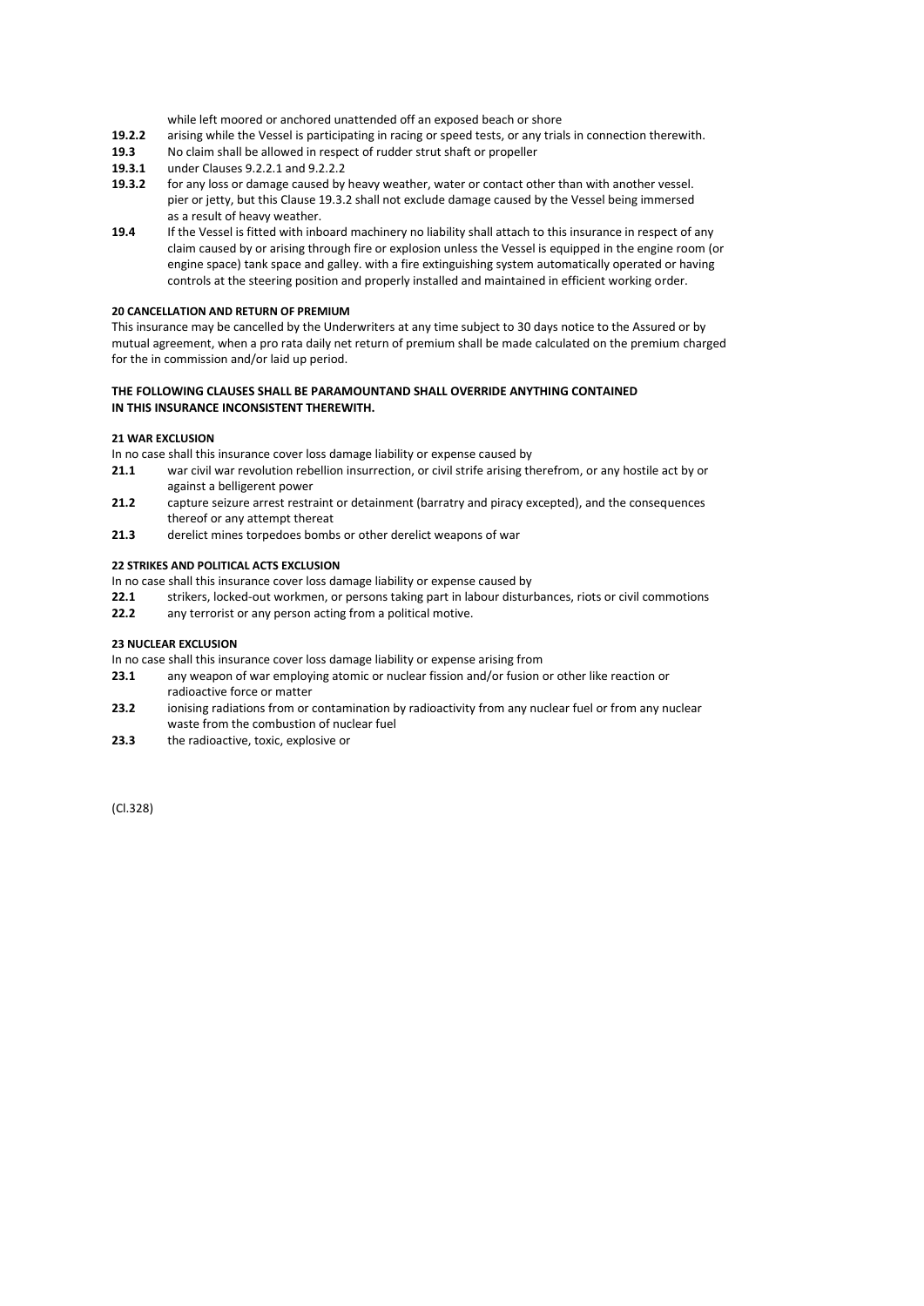while left moored or anchored unattended off an exposed beach or shore

**19.2.2** arising while the Vessel is participating in racing or speed tests, or any trials in connection therewith.

**19.3** No claim shall be allowed in respect of rudder strut shaft or propeller

**19.3.1** under Clauses 9.2.2.1 and 9.2.2.2

**19.3.2** for any loss or damage caused by heavy weather, water or contact other than with another vessel. pier or jetty, but this Clause 19.3.2 shall not exclude damage caused by the Vessel being immersed as a result of heavy weather.

**19.4** If the Vessel is fitted with inboard machinery no liability shall attach to this insurance in respect of any claim caused by or arising through fire or explosion unless the Vessel is equipped in the engine room (or engine space) tank space and galley. with a fire extinguishing system automatically operated or having controls at the steering position and properly installed and maintained in efficient working order.

**20 CANCELLATION AND RETURN OF PREMIUM**

This insurance may be cancelled by the Underwriters at any time subject to 30 days notice to the Assured or by mutual agreement, when a pro rata daily net return of premium shall be made calculated on the premium charged for the in commission and/or laid up period.

**THE FOLLOWING CLAUSES SHALL BE PARAMOUNTAND SHALL OVERRIDE ANYTHING CONTAINED IN THIS INSURANCE INCONSISTENT THEREWITH.**

**21 WAR EXCLUSION**

In no case shall this insurance cover loss damage liability or expense caused by

**21.1** war civil war revolution rebellion insurrection, or civil strife arising therefrom, or any hostile act by or against a belligerent power

**21.2** capture seizure arrest restraint or detainment (barratry and piracy excepted), and the consequences thereof or any attempt thereat

**21.3** derelict mines torpedoes bombs or other derelict weapons of war

**22 STRIKES AND POLITICAL ACTS EXCLUSION**

In no case shall this insurance cover loss damage liability or expense caused by

**22.1** strikers, locked-out workmen, or persons taking part in labour disturbances, riots or civil commotions

**22.2** any terrorist or any person acting from a political motive.

**23 NUCLEAR EXCLUSION**

In no case shall this insurance cover loss damage liability or expense arising from

**23.1** any weapon of war employing atomic or nuclear fission and/or fusion or other like reaction or radioactive force or matter

**23.2** ionising radiations from or contamination by radioactivity from any nuclear fuel or from any nuclear waste from the combustion of nuclear fuel

**23.3** the radioactive, toxic, explosive or

(Cl.328)